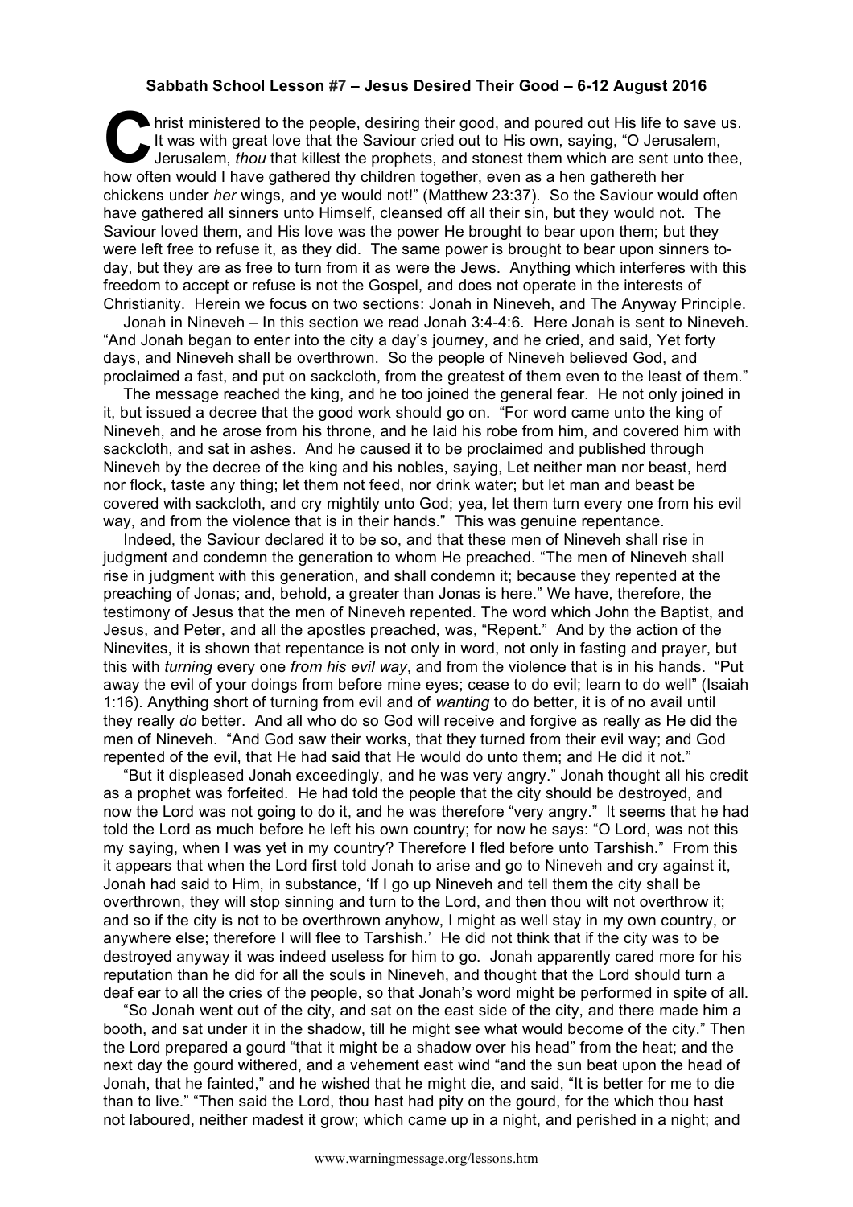**Sabbath School Lesson #7 – Jesus Desired Their Good – 6-12 August 2016**

Christ ministered to the people, desiring their good, and poured out His life to save us. It was with great love that the Saviour cried out to His own, saying, "O Jerusalem, Jerusalem, *thou* that killest the prophets, and stonest them which are sent unto thee, how often would I have gathered thy children together, even as a hen gathereth her chickens under *her* wings, and ye would not!" (Matthew 23:37). So the Saviour would often have gathered all sinners unto Himself, cleansed off all their sin, but they would not. The Saviour loved them, and His love was the power He brought to bear upon them; but they were left free to refuse it, as they did. The same power is brought to bear upon sinners to-day, but they are as free to turn from it as were the Jews. Anything which interferes with this freedom to accept or refuse is not the Gospel, and does not operate in the interests of Christianity. Herein we focus on two sections: Jonah in Nineveh, and The Anyway Principle.

Jonah in Nineveh – In this section we read Jonah 3:4-4:6. Here Jonah is sent to Nineveh. "And Jonah began to enter into the city a day's journey, and he cried, and said, Yet forty days, and Nineveh shall be overthrown. So the people of Nineveh believed God, and proclaimed a fast, and put on sackcloth, from the greatest of them even to the least of them."

The message reached the king, and he too joined the general fear. He not only joined in it, but issued a decree that the good work should go on. "For word came unto the king of Nineveh, and he arose from his throne, and he laid his robe from him, and covered him with sackcloth, and sat in ashes. And he caused it to be proclaimed and published through Nineveh by the decree of the king and his nobles, saying, Let neither man nor beast, herd nor flock, taste any thing; let them not feed, nor drink water; but let man and beast be covered with sackcloth, and cry mightily unto God; yea, let them turn every one from his evil way, and from the violence that is in their hands." This was genuine repentance.

Indeed, the Saviour declared it to be so, and that these men of Nineveh shall rise in judgment and condemn the generation to whom He preached. "The men of Nineveh shall rise in judgment with this generation, and shall condemn it; because they repented at the preaching of Jonas; and, behold, a greater than Jonas is here." We have, therefore, the testimony of Jesus that the men of Nineveh repented. The word which John the Baptist, and Jesus, and Peter, and all the apostles preached, was, "Repent." And by the action of the Ninevites, it is shown that repentance is not only in word, not only in fasting and prayer, but this with *turning* every one *from his evil way*, and from the violence that is in his hands. "Put away the evil of your doings from before mine eyes; cease to do evil; learn to do well" (Isaiah 1:16). Anything short of turning from evil and of *wanting* to do better, it is of no avail until they really *do* better. And all who do so God will receive and forgive as really as He did the men of Nineveh. "And God saw their works, that they turned from their evil way; and God repented of the evil, that He had said that He would do unto them; and He did it not."

"But it displeased Jonah exceedingly, and he was very angry." Jonah thought all his credit as a prophet was forfeited. He had told the people that the city should be destroyed, and now the Lord was not going to do it, and he was therefore "very angry." It seems that he had told the Lord as much before he left his own country; for now he says: "O Lord, was not this my saying, when I was yet in my country? Therefore I fled before unto Tarshish." From this it appears that when the Lord first told Jonah to arise and go to Nineveh and cry against it, Jonah had said to Him, in substance, 'If I go up Nineveh and tell them the city shall be overthrown, they will stop sinning and turn to the Lord, and then thou wilt not overthrow it; and so if the city is not to be overthrown anyhow, I might as well stay in my own country, or anywhere else; therefore I will flee to Tarshish.' He did not think that if the city was to be destroyed anyway it was indeed useless for him to go. Jonah apparently cared more for his reputation than he did for all the souls in Nineveh, and thought that the Lord should turn a deaf ear to all the cries of the people, so that Jonah's word might be performed in spite of all.

"So Jonah went out of the city, and sat on the east side of the city, and there made him a booth, and sat under it in the shadow, till he might see what would become of the city." Then the Lord prepared a gourd "that it might be a shadow over his head" from the heat; and the next day the gourd withered, and a vehement east wind "and the sun beat upon the head of Jonah, that he fainted," and he wished that he might die, and said, "It is better for me to die than to live." "Then said the Lord, thou hast had pity on the gourd, for the which thou hast not laboured, neither madest it grow; which came up in a night, and perished in a night; and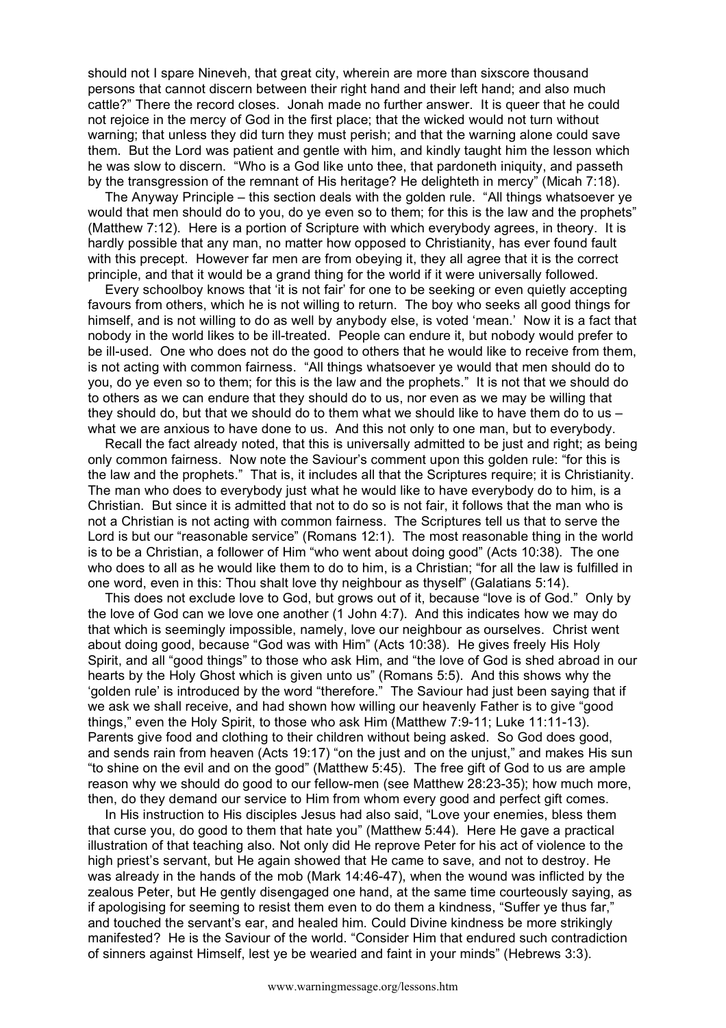should not I spare Nineveh, that great city, wherein are more than sixscore thousand persons that cannot discern between their right hand and their left hand; and also much cattle?" There the record closes. Jonah made no further answer. It is queer that he could not rejoice in the mercy of God in the first place; that the wicked would not turn without warning; that unless they did turn they must perish; and that the warning alone could save them. But the Lord was patient and gentle with him, and kindly taught him the lesson which he was slow to discern. "Who is a God like unto thee, that pardoneth iniquity, and passeth by the transgression of the remnant of His heritage? He delighteth in mercy" (Micah 7:18).

The Anyway Principle – this section deals with the golden rule. "All things whatsoever ye would that men should do to you, do ye even so to them; for this is the law and the prophets" (Matthew 7:12). Here is a portion of Scripture with which everybody agrees, in theory. It is hardly possible that any man, no matter how opposed to Christianity, has ever found fault with this precept. However far men are from obeying it, they all agree that it is the correct principle, and that it would be a grand thing for the world if it were universally followed.

Every schoolboy knows that 'it is not fair' for one to be seeking or even quietly accepting favours from others, which he is not willing to return. The boy who seeks all good things for himself, and is not willing to do as well by anybody else, is voted 'mean.' Now it is a fact that nobody in the world likes to be ill-treated. People can endure it, but nobody would prefer to be ill-used. One who does not do the good to others that he would like to receive from them, is not acting with common fairness. "All things whatsoever ye would that men should do to you, do ye even so to them; for this is the law and the prophets." It is not that we should do to others as we can endure that they should do to us, nor even as we may be willing that they should do, but that we should do to them what we should like to have them do to us – what we are anxious to have done to us. And this not only to one man, but to everybody.

Recall the fact already noted, that this is universally admitted to be just and right; as being only common fairness. Now note the Saviour's comment upon this golden rule: "for this is the law and the prophets." That is, it includes all that the Scriptures require; it is Christianity. The man who does to everybody just what he would like to have everybody do to him, is a Christian. But since it is admitted that not to do so is not fair, it follows that the man who is not a Christian is not acting with common fairness. The Scriptures tell us that to serve the Lord is but our "reasonable service" (Romans 12:1). The most reasonable thing in the world is to be a Christian, a follower of Him "who went about doing good" (Acts 10:38). The one who does to all as he would like them to do to him, is a Christian; "for all the law is fulfilled in one word, even in this: Thou shalt love thy neighbour as thyself" (Galatians 5:14).

This does not exclude love to God, but grows out of it, because "love is of God." Only by the love of God can we love one another (1 John 4:7). And this indicates how we may do that which is seemingly impossible, namely, love our neighbour as ourselves. Christ went about doing good, because "God was with Him" (Acts 10:38). He gives freely His Holy Spirit, and all "good things" to those who ask Him, and "the love of God is shed abroad in our hearts by the Holy Ghost which is given unto us" (Romans 5:5). And this shows why the 'golden rule' is introduced by the word "therefore." The Saviour had just been saying that if we ask we shall receive, and had shown how willing our heavenly Father is to give "good things," even the Holy Spirit, to those who ask Him (Matthew 7:9-11; Luke 11:11-13). Parents give food and clothing to their children without being asked. So God does good, and sends rain from heaven (Acts 19:17) "on the just and on the unjust," and makes His sun "to shine on the evil and on the good" (Matthew 5:45). The free gift of God to us are ample reason why we should do good to our fellow-men (see Matthew 28:23-35); how much more, then, do they demand our service to Him from whom every good and perfect gift comes.

In His instruction to His disciples Jesus had also said, "Love your enemies, bless them that curse you, do good to them that hate you" (Matthew 5:44). Here He gave a practical illustration of that teaching also. Not only did He reprove Peter for his act of violence to the high priest's servant, but He again showed that He came to save, and not to destroy. He was already in the hands of the mob (Mark 14:46-47), when the wound was inflicted by the zealous Peter, but He gently disengaged one hand, at the same time courteously saying, as if apologising for seeming to resist them even to do them a kindness, "Suffer ye thus far," and touched the servant's ear, and healed him. Could Divine kindness be more strikingly manifested? He is the Saviour of the world. "Consider Him that endured such contradiction of sinners against Himself, lest ye be wearied and faint in your minds" (Hebrews 3:3).